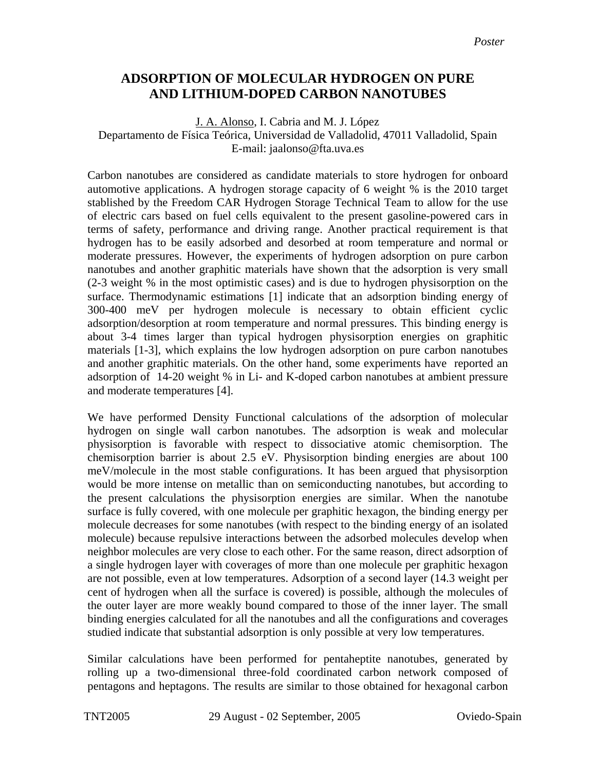*Poster*

# ADSORPTION OF MOLECULAR HYDROGEN ON PURE AND LITHIUM-DOPED CARBON NANOTUBES

<u>J. A. Alonso</u>, I. Cabria and M. J. López
Departamento de Física Teórica, Universidad de Valladolid, 47011 Valladolid, Spain
E-mail: jaalonso@fta.uva.es

Carbon nanotubes are considered as candidate materials to store hydrogen for onboard automotive applications. A hydrogen storage capacity of 6 weight % is the 2010 target stablished by the Freedom CAR Hydrogen Storage Technical Team to allow for the use of electric cars based on fuel cells equivalent to the present gasoline-powered cars in terms of safety, performance and driving range. Another practical requirement is that hydrogen has to be easily adsorbed and desorbed at room temperature and normal or moderate pressures. However, the experiments of hydrogen adsorption on pure carbon nanotubes and another graphitic materials have shown that the adsorption is very small (2-3 weight % in the most optimistic cases) and is due to hydrogen physisorption on the surface. Thermodynamic estimations [1] indicate that an adsorption binding energy of 300-400 meV per hydrogen molecule is necessary to obtain efficient cyclic adsorption/desorption at room temperature and normal pressures. This binding energy is about 3-4 times larger than typical hydrogen physisorption energies on graphitic materials [1-3], which explains the low hydrogen adsorption on pure carbon nanotubes and another graphitic materials. On the other hand, some experiments have reported an adsorption of 14-20 weight % in Li- and K-doped carbon nanotubes at ambient pressure and moderate temperatures [4].

We have performed Density Functional calculations of the adsorption of molecular hydrogen on single wall carbon nanotubes. The adsorption is weak and molecular physisorption is favorable with respect to dissociative atomic chemisorption. The chemisorption barrier is about 2.5 eV. Physisorption binding energies are about 100 meV/molecule in the most stable configurations. It has been argued that physisorption would be more intense on metallic than on semiconducting nanotubes, but according to the present calculations the physisorption energies are similar. When the nanotube surface is fully covered, with one molecule per graphitic hexagon, the binding energy per molecule decreases for some nanotubes (with respect to the binding energy of an isolated molecule) because repulsive interactions between the adsorbed molecules develop when neighbor molecules are very close to each other. For the same reason, direct adsorption of a single hydrogen layer with coverages of more than one molecule per graphitic hexagon are not possible, even at low temperatures. Adsorption of a second layer (14.3 weight per cent of hydrogen when all the surface is covered) is possible, although the molecules of the outer layer are more weakly bound compared to those of the inner layer. The small binding energies calculated for all the nanotubes and all the configurations and coverages studied indicate that substantial adsorption is only possible at very low temperatures.

Similar calculations have been performed for pentaheptite nanotubes, generated by rolling up a two-dimensional three-fold coordinated carbon network composed of pentagons and heptagons. The results are similar to those obtained for hexagonal carbon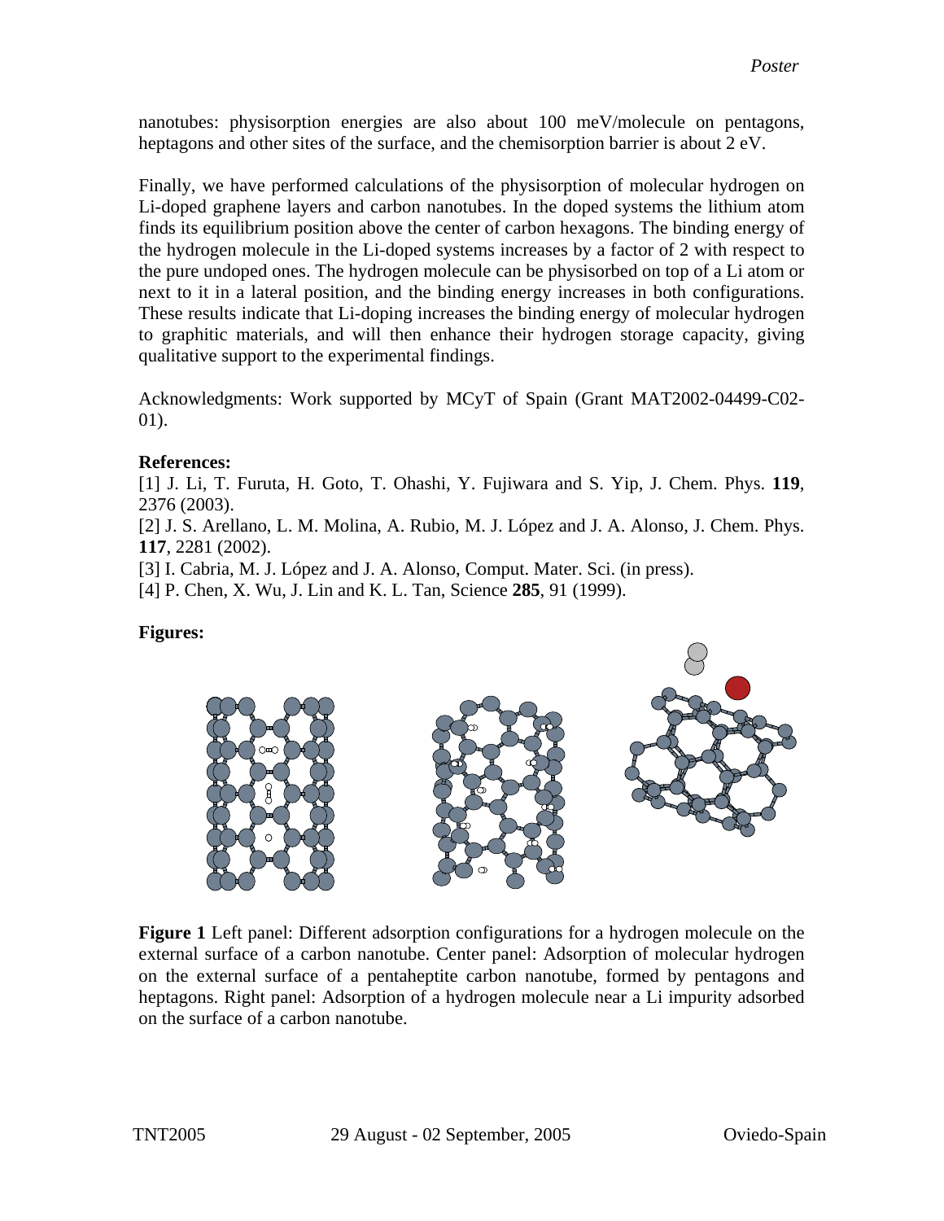nanotubes: physisorption energies are also about 100 meV/molecule on pentagons, heptagons and other sites of the surface, and the chemisorption barrier is about 2 eV.

Finally, we have performed calculations of the physisorption of molecular hydrogen on Li-doped graphene layers and carbon nanotubes. In the doped systems the lithium atom finds its equilibrium position above the center of carbon hexagons. The binding energy of the hydrogen molecule in the Li-doped systems increases by a factor of 2 with respect to the pure undoped ones. The hydrogen molecule can be physisorbed on top of a Li atom or next to it in a lateral position, and the binding energy increases in both configurations. These results indicate that Li-doping increases the binding energy of molecular hydrogen to graphitic materials, and will then enhance their hydrogen storage capacity, giving qualitative support to the experimental findings.

Acknowledgments: Work supported by MCyT of Spain (Grant MAT2002-04499-C02-01).

**References:**

[1] J. Li, T. Furuta, H. Goto, T. Ohashi, Y. Fujiwara and S. Yip, J. Chem. Phys. **119**, 2376 (2003).

[2] J. S. Arellano, L. M. Molina, A. Rubio, M. J. López and J. A. Alonso, J. Chem. Phys. **117**, 2281 (2002).

[3] I. Cabria, M. J. López and J. A. Alonso, Comput. Mater. Sci. (in press).

[4] P. Chen, X. Wu, J. Lin and K. L. Tan, Science **285**, 91 (1999).

**Figures:**

**Figure 1** Left panel: Different adsorption configurations for a hydrogen molecule on the external surface of a carbon nanotube. Center panel: Adsorption of molecular hydrogen on the external surface of a pentaheptite carbon nanotube, formed by pentagons and heptagons. Right panel: Adsorption of a hydrogen molecule near a Li impurity adsorbed on the surface of a carbon nanotube.